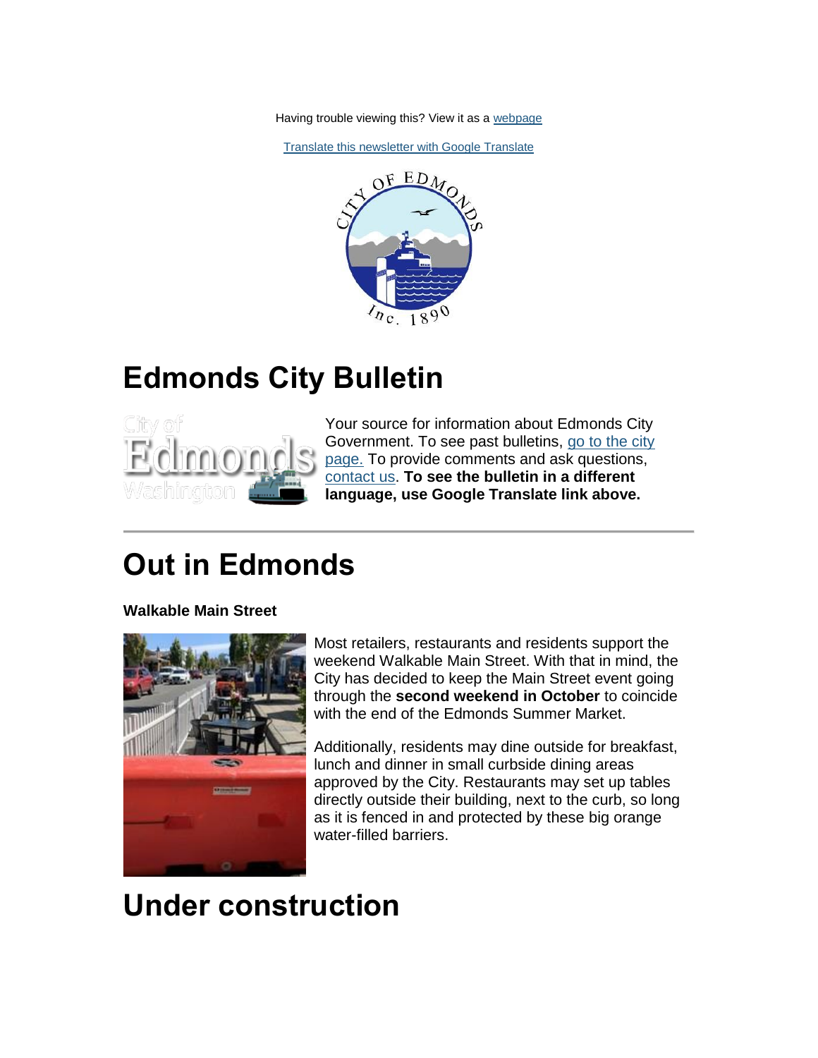Having trouble viewing this? View it as a [webpage](#)

[Translate this newsletter with Google Translate](#)

# Edmonds City Bulletin

Your source for information about Edmonds City Government. To see past bulletins, [go to the city page.](#) To provide comments and ask questions, [contact us](#). **To see the bulletin in a different language, use Google Translate link above.**

---

# Out in Edmonds

**Walkable Main Street**

Most retailers, restaurants and residents support the weekend Walkable Main Street. With that in mind, the City has decided to keep the Main Street event going through the **second weekend in October** to coincide with the end of the Edmonds Summer Market.

Additionally, residents may dine outside for breakfast, lunch and dinner in small curbside dining areas approved by the City. Restaurants may set up tables directly outside their building, next to the curb, so long as it is fenced in and protected by these big orange water-filled barriers.

# Under construction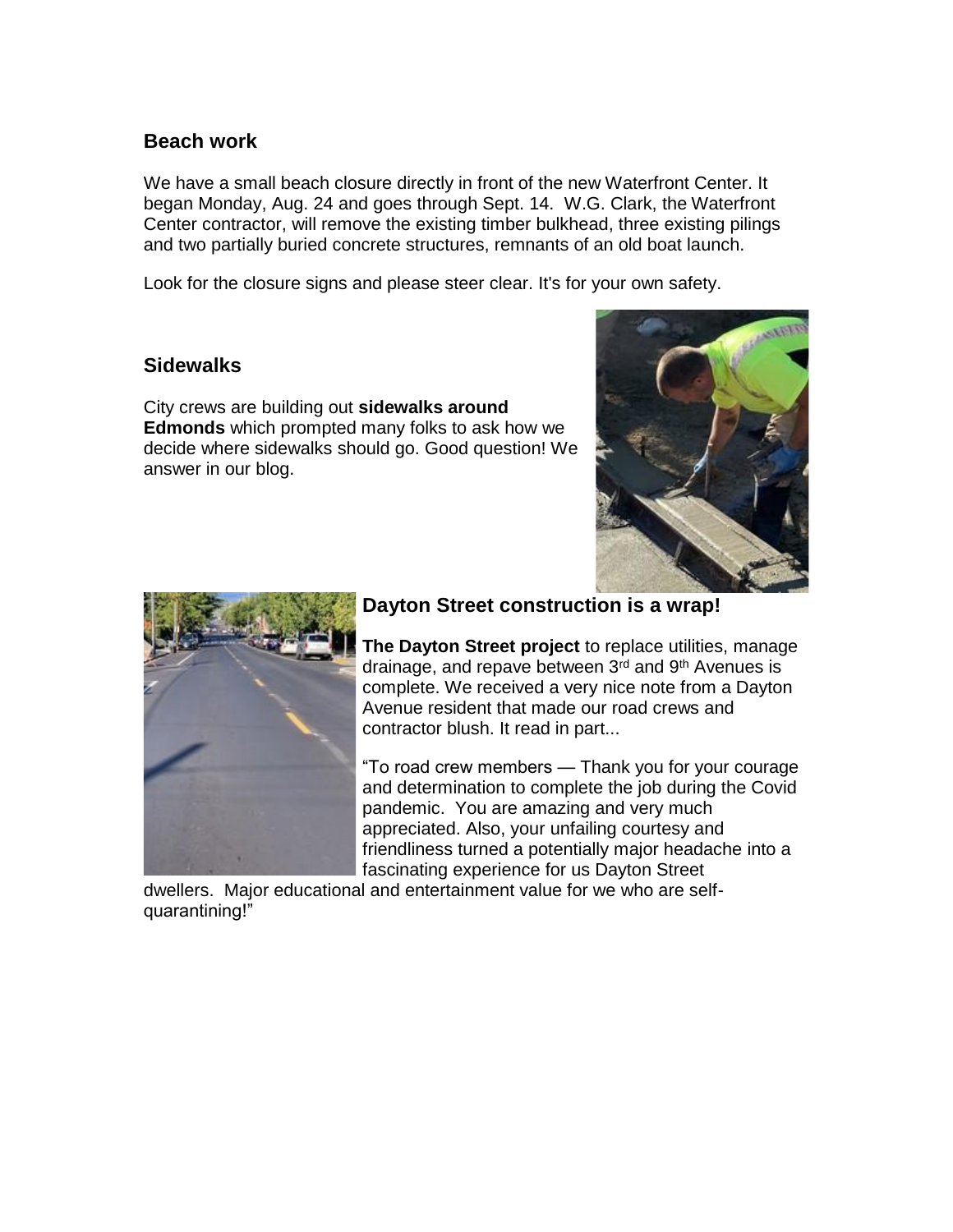## Beach work

We have a small beach closure directly in front of the new Waterfront Center. It began Monday, Aug. 24 and goes through Sept. 14. W.G. Clark, the Waterfront Center contractor, will remove the existing timber bulkhead, three existing pilings and two partially buried concrete structures, remnants of an old boat launch.

Look for the closure signs and please steer clear. It's for your own safety.

## Sidewalks

City crews are building out **sidewalks around Edmonds** which prompted many folks to ask how we decide where sidewalks should go. Good question! We answer in our blog.

## Dayton Street construction is a wrap!

**The Dayton Street project** to replace utilities, manage drainage, and repave between 3rd and 9th Avenues is complete. We received a very nice note from a Dayton Avenue resident that made our road crews and contractor blush. It read in part...

"To road crew members — Thank you for your courage and determination to complete the job during the Covid pandemic. You are amazing and very much appreciated. Also, your unfailing courtesy and friendliness turned a potentially major headache into a fascinating experience for us Dayton Street dwellers. Major educational and entertainment value for we who are self-quarantining!"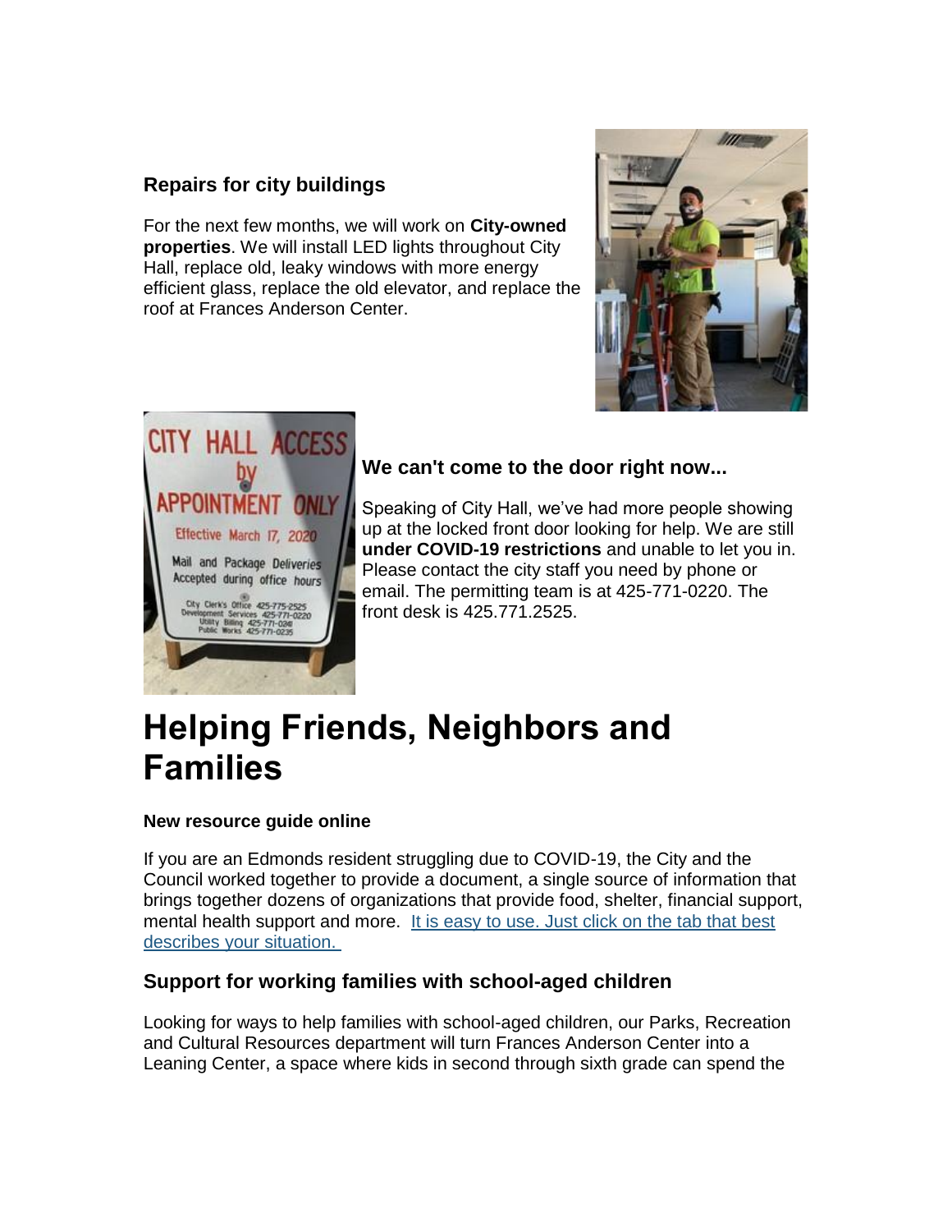### Repairs for city buildings

For the next few months, we will work on **City-owned properties**. We will install LED lights throughout City Hall, replace old, leaky windows with more energy efficient glass, replace the old elevator, and replace the roof at Frances Anderson Center.

### We can't come to the door right now...

Speaking of City Hall, we've had more people showing up at the locked front door looking for help. We are still **under COVID-19 restrictions** and unable to let you in. Please contact the city staff you need by phone or email. The permitting team is at 425-771-0220. The front desk is 425.771.2525.

# Helping Friends, Neighbors and Families

#### New resource guide online

If you are an Edmonds resident struggling due to COVID-19, the City and the Council worked together to provide a document, a single source of information that brings together dozens of organizations that provide food, shelter, financial support, mental health support and more. It is easy to use. Just click on the tab that best describes your situation.

### Support for working families with school-aged children

Looking for ways to help families with school-aged children, our Parks, Recreation and Cultural Resources department will turn Frances Anderson Center into a Leaning Center, a space where kids in second through sixth grade can spend the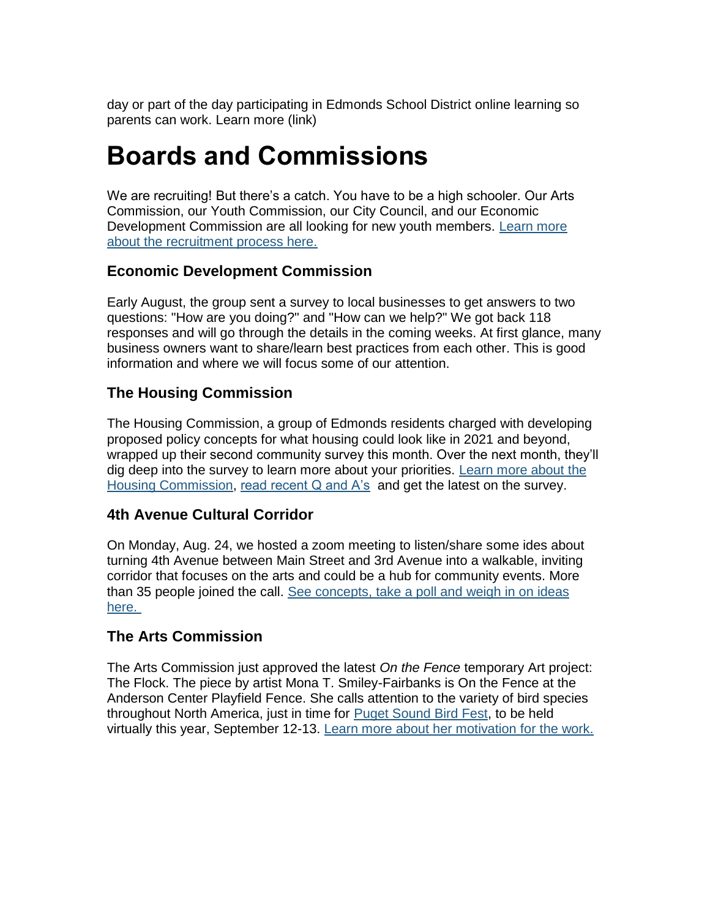day or part of the day participating in Edmonds School District online learning so parents can work. Learn more (link)

# Boards and Commissions

We are recruiting! But there's a catch. You have to be a high schooler. Our Arts Commission, our Youth Commission, our City Council, and our Economic Development Commission are all looking for new youth members. [Learn more about the recruitment process here.]()

### Economic Development Commission

Early August, the group sent a survey to local businesses to get answers to two questions: "How are you doing?" and "How can we help?" We got back 118 responses and will go through the details in the coming weeks. At first glance, many business owners want to share/learn best practices from each other. This is good information and where we will focus some of our attention.

### The Housing Commission

The Housing Commission, a group of Edmonds residents charged with developing proposed policy concepts for what housing could look like in 2021 and beyond, wrapped up their second community survey this month. Over the next month, they'll dig deep into the survey to learn more about your priorities. [Learn more about the Housing Commission](), [read recent Q and A's]() and get the latest on the survey.

### 4th Avenue Cultural Corridor

On Monday, Aug. 24, we hosted a zoom meeting to listen/share some ides about turning 4th Avenue between Main Street and 3rd Avenue into a walkable, inviting corridor that focuses on the arts and could be a hub for community events. More than 35 people joined the call. [See concepts, take a poll and weigh in on ideas here.]()

### The Arts Commission

The Arts Commission just approved the latest *On the Fence* temporary Art project: The Flock. The piece by artist Mona T. Smiley-Fairbanks is On the Fence at the Anderson Center Playfield Fence. She calls attention to the variety of bird species throughout North America, just in time for [Puget Sound Bird Fest](), to be held virtually this year, September 12-13. [Learn more about her motivation for the work.]()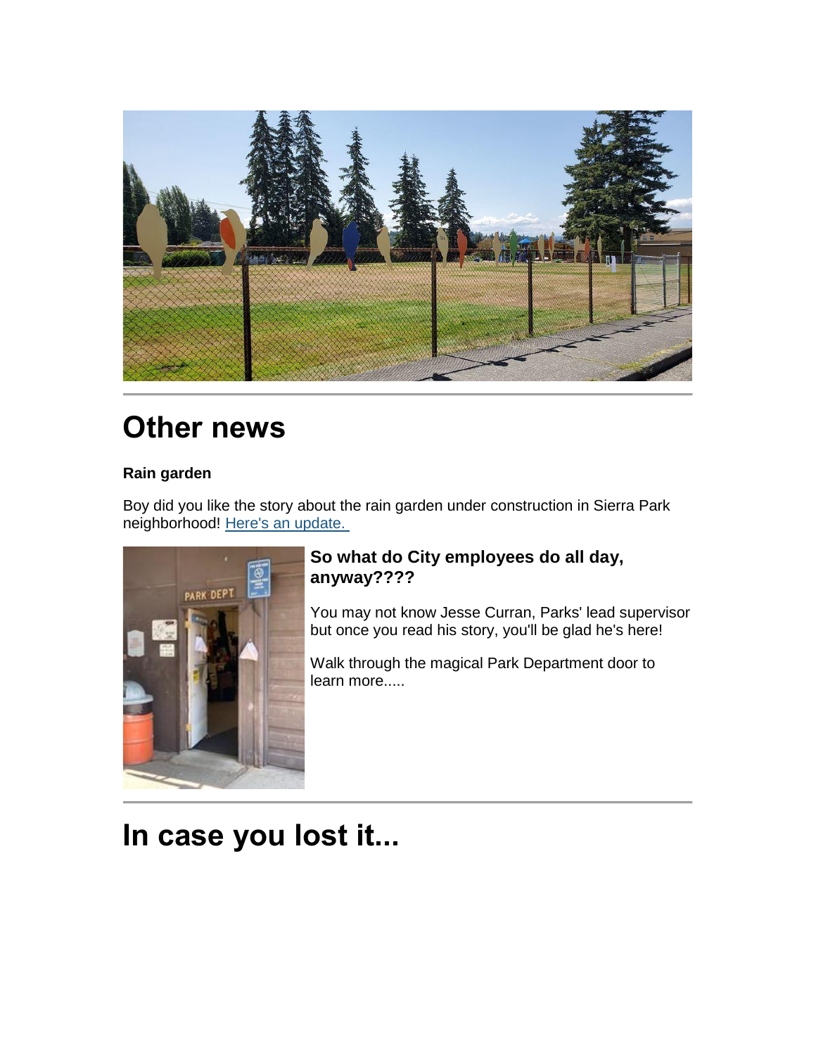# Other news

**Rain garden**

Boy did you like the story about the rain garden under construction in Sierra Park neighborhood! [Here's an update.](#)

### So what do City employees do all day, anyway????

You may not know Jesse Curran, Parks' lead supervisor but once you read his story, you'll be glad he's here!

Walk through the magical Park Department door to learn more.....

# In case you lost it...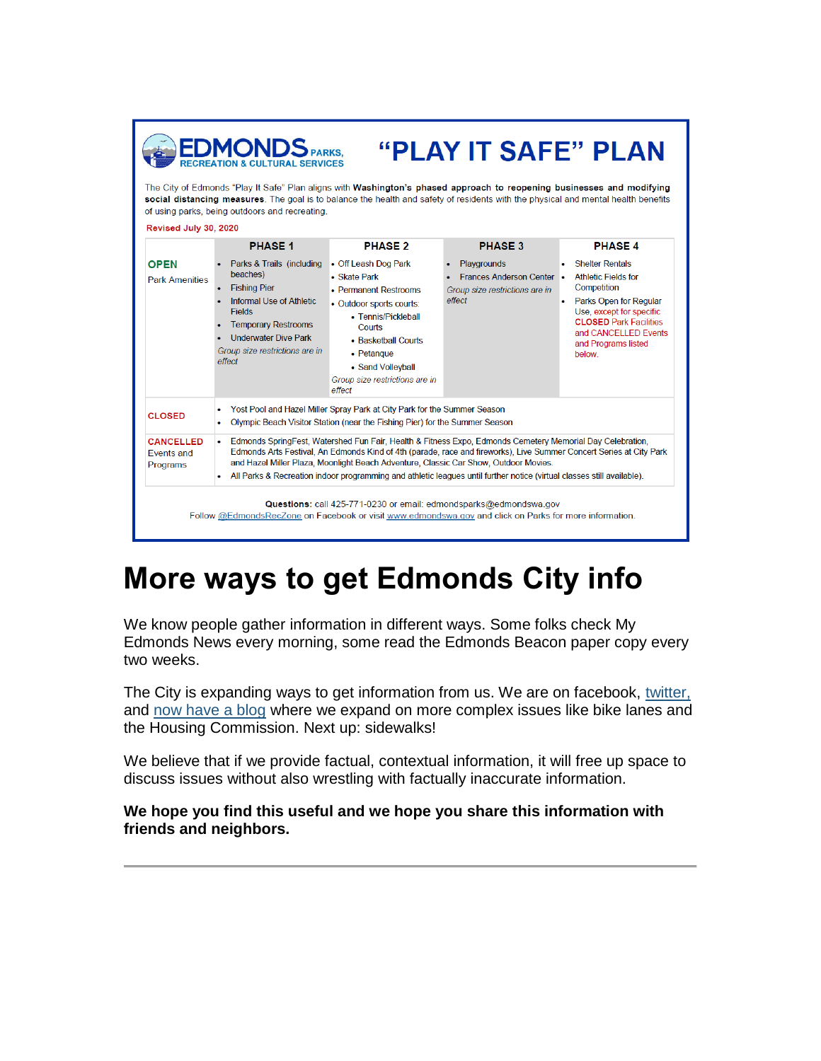**EDMONDS** PARKS, RECREATION & CULTURAL SERVICES

# "PLAY IT SAFE" PLAN

The City of Edmonds "Play It Safe" Plan aligns with **Washington's phased approach to reopening businesses and modifying social distancing measures**. The goal is to balance the health and safety of residents with the physical and mental health benefits of using parks, being outdoors and recreating.

Revised July 30, 2020

| | PHASE 1 | PHASE 2 | PHASE 3 | PHASE 4 |
|---|---|---|---|---|
| **OPEN** Park Amenities | • Parks & Trails (including beaches)<br>• Fishing Pier<br>• Informal Use of Athletic Fields<br>• Temporary Restrooms<br>• Underwater Dive Park<br>*Group size restrictions are in effect* | • Off Leash Dog Park<br>• Skate Park<br>• Permanent Restrooms<br>• Outdoor sports courts:<br>• Tennis/Pickleball Courts<br>• Basketball Courts<br>• Petanque<br>• Sand Volleyball<br>*Group size restrictions are in effect* | • Playgrounds<br>• Frances Anderson Center<br>*Group size restrictions are in effect* | • Shelter Rentals<br>• Athletic Fields for Competition<br>• Parks Open for Regular Use, except for specific CLOSED Park Facilities and CANCELLED Events and Programs listed below. |
| **CLOSED** | • Yost Pool and Hazel Miller Spray Park at City Park for the Summer Season<br>• Olympic Beach Visitor Station (near the Fishing Pier) for the Summer Season | | | |
| **CANCELLED** Events and Programs | • Edmonds SpringFest, Watershed Fun Fair, Health & Fitness Expo, Edmonds Cemetery Memorial Day Celebration, Edmonds Arts Festival, An Edmonds Kind of 4th (parade, race and fireworks), Live Summer Concert Series at City Park and Hazel Miller Plaza, Moonlight Beach Adventure, Classic Car Show, Outdoor Movies.<br>• All Parks & Recreation indoor programming and athletic leagues until further notice (virtual classes still available). | | | |

**Questions:** call 425-771-0230 or email: edmondsparks@edmondswa.gov
Follow @EdmondsRecZone on Facebook or visit www.edmondswa.gov and click on Parks for more information.

# More ways to get Edmonds City info

We know people gather information in different ways. Some folks check My Edmonds News every morning, some read the Edmonds Beacon paper copy every two weeks.

The City is expanding ways to get information from us. We are on facebook, twitter, and now have a blog where we expand on more complex issues like bike lanes and the Housing Commission. Next up: sidewalks!

We believe that if we provide factual, contextual information, it will free up space to discuss issues without also wrestling with factually inaccurate information.

**We hope you find this useful and we hope you share this information with friends and neighbors.**